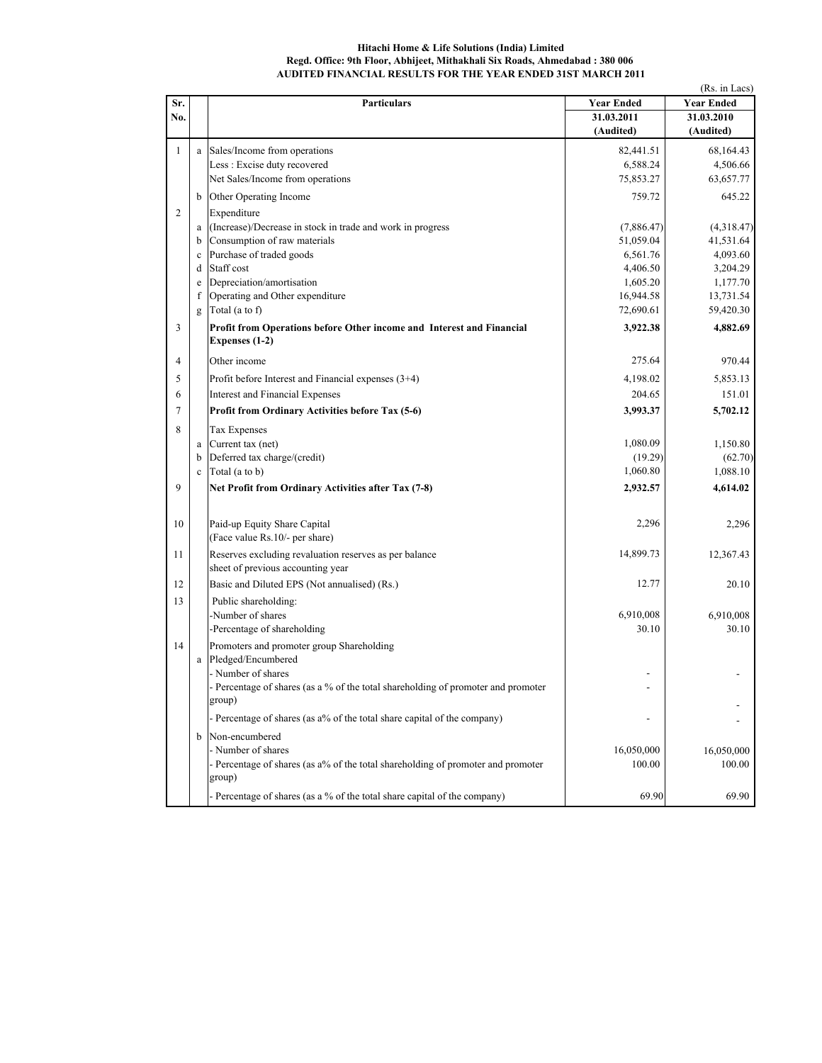**Hitachi Home & Life Solutions (India) Limited**
**Regd. Office: 9th Floor, Abhijeet, Mithakhali Six Roads, Ahmedabad : 380 006**
**AUDITED FINANCIAL RESULTS FOR THE YEAR ENDED 31ST MARCH 2011**

(Rs. in Lacs)

| Sr. No. | | Particulars | Year Ended 31.03.2011 (Audited) | Year Ended 31.03.2010 (Audited) |
|---|---|---|---|---|
| 1 | a | Sales/Income from operations | 82,441.51 | 68,164.43 |
| | | Less : Excise duty recovered | 6,588.24 | 4,506.66 |
| | | Net Sales/Income from operations | 75,853.27 | 63,657.77 |
| | b | Other Operating Income | 759.72 | 645.22 |
| 2 | | Expenditure | | |
| | a | (Increase)/Decrease in stock in trade and work in progress | (7,886.47) | (4,318.47) |
| | b | Consumption of raw materials | 51,059.04 | 41,531.64 |
| | c | Purchase of traded goods | 6,561.76 | 4,093.60 |
| | d | Staff cost | 4,406.50 | 3,204.29 |
| | e | Depreciation/amortisation | 1,605.20 | 1,177.70 |
| | f | Operating and Other expenditure | 16,944.58 | 13,731.54 |
| | g | Total (a to f) | 72,690.61 | 59,420.30 |
| 3 | | **Profit from Operations before Other income and Interest and Financial Expenses (1-2)** | **3,922.38** | **4,882.69** |
| 4 | | Other income | 275.64 | 970.44 |
| 5 | | Profit before Interest and Financial expenses (3+4) | 4,198.02 | 5,853.13 |
| 6 | | Interest and Financial Expenses | 204.65 | 151.01 |
| 7 | | **Profit from Ordinary Activities before Tax (5-6)** | **3,993.37** | **5,702.12** |
| 8 | | Tax Expenses | | |
| | a | Current tax (net) | 1,080.09 | 1,150.80 |
| | b | Deferred tax charge/(credit) | (19.29) | (62.70) |
| | c | Total (a to b) | 1,060.80 | 1,088.10 |
| 9 | | **Net Profit from Ordinary Activities after Tax (7-8)** | **2,932.57** | **4,614.02** |
| 10 | | Paid-up Equity Share Capital (Face value Rs.10/- per share) | 2,296 | 2,296 |
| 11 | | Reserves excluding revaluation reserves as per balance sheet of previous accounting year | 14,899.73 | 12,367.43 |
| 12 | | Basic and Diluted EPS (Not annualised) (Rs.) | 12.77 | 20.10 |
| 13 | | Public shareholding: | | |
| | | -Number of shares | 6,910,008 | 6,910,008 |
| | | -Percentage of shareholding | 30.10 | 30.10 |
| 14 | | Promoters and promoter group Shareholding | | |
| | a | Pledged/Encumbered | | |
| | | - Number of shares | - | - |
| | | - Percentage of shares (as a % of the total shareholding of promoter and promoter group) | - | - |
| | | - Percentage of shares (as a% of the total share capital of the company) | - | - |
| | b | Non-encumbered | | |
| | | - Number of shares | 16,050,000 | 16,050,000 |
| | | - Percentage of shares (as a% of the total shareholding of promoter and promoter group) | 100.00 | 100.00 |
| | | - Percentage of shares (as a % of the total share capital of the company) | 69.90 | 69.90 |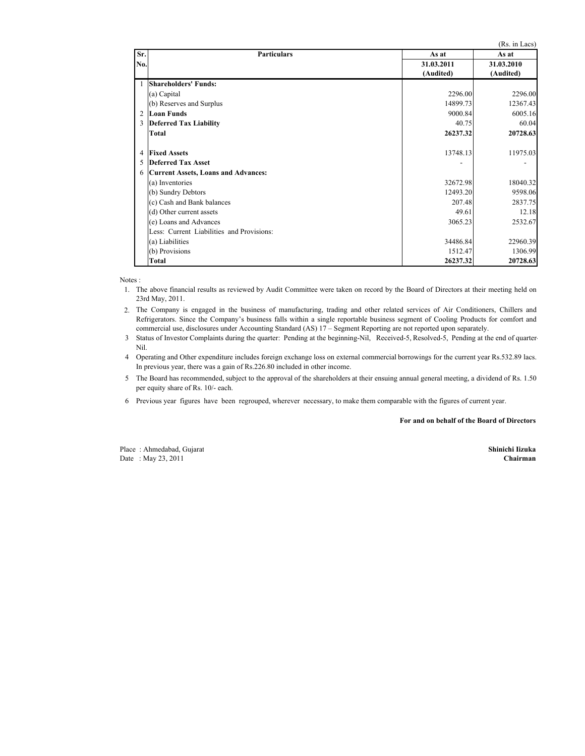(Rs. in Lacs)

| Sr. No. | Particulars | As at 31.03.2011 (Audited) | As at 31.03.2010 (Audited) |
|---|---|---|---|
| 1 | **Shareholders' Funds:** | | |
| | (a) Capital | 2296.00 | 2296.00 |
| | (b) Reserves and Surplus | 14899.73 | 12367.43 |
| 2 | **Loan Funds** | 9000.84 | 6005.16 |
| 3 | **Deferred Tax Liability** | 40.75 | 60.04 |
| | **Total** | **26237.32** | **20728.63** |
| | | | |
| 4 | **Fixed Assets** | 13748.13 | 11975.03 |
| 5 | **Deferred Tax Asset** | - | - |
| 6 | **Current Assets, Loans and Advances:** | | |
| | (a) Inventories | 32672.98 | 18040.32 |
| | (b) Sundry Debtors | 12493.20 | 9598.06 |
| | (c) Cash and Bank balances | 207.48 | 2837.75 |
| | (d) Other current assets | 49.61 | 12.18 |
| | (e) Loans and Advances | 3065.23 | 2532.67 |
| | Less: Current Liabilities and Provisions: | | |
| | (a) Liabilities | 34486.84 | 22960.39 |
| | (b) Provisions | 1512.47 | 1306.99 |
| | **Total** | **26237.32** | **20728.63** |

Notes :

1. The above financial results as reviewed by Audit Committee were taken on record by the Board of Directors at their meeting held on 23rd May, 2011.
2. The Company is engaged in the business of manufacturing, trading and other related services of Air Conditioners, Chillers and Refrigerators. Since the Company's business falls within a single reportable business segment of Cooling Products for comfort and commercial use, disclosures under Accounting Standard (AS) 17 – Segment Reporting are not reported upon separately.
3. Status of Investor Complaints during the quarter: Pending at the beginning-Nil, Received-5, Resolved-5, Pending at the end of quarter-Nil.
4. Operating and Other expenditure includes foreign exchange loss on external commercial borrowings for the current year Rs.532.89 lacs. In previous year, there was a gain of Rs.226.80 included in other income.
5. The Board has recommended, subject to the approval of the shareholders at their ensuing annual general meeting, a dividend of Rs. 1.50 per equity share of Rs. 10/- each.
6. Previous year figures have been regrouped, wherever necessary, to make them comparable with the figures of current year.

**For and on behalf of the Board of Directors**

Place : Ahmedabad, Gujarat
Date : May 23, 2011

**Shinichi Iizuka**
**Chairman**